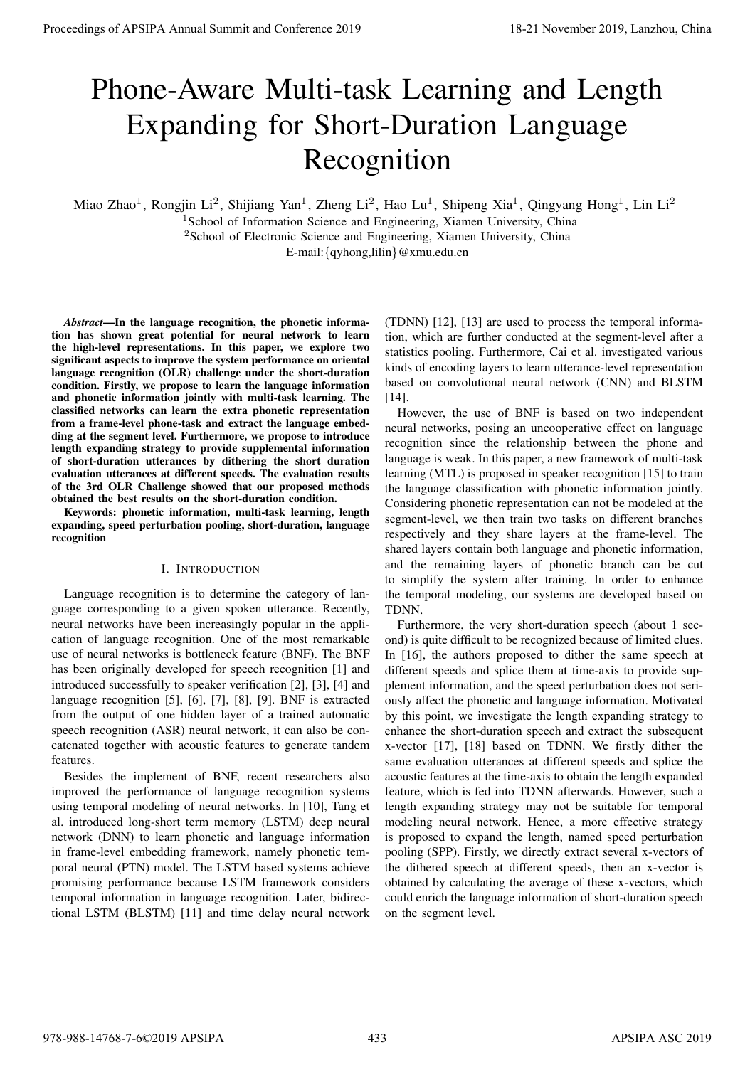# Phone-Aware Multi-task Learning and Length Expanding for Short-Duration Language Recognition

Miao Zhao[1], Rongjin Li[2], Shijiang Yan[1], Zheng Li[2], Hao Lu[1], Shipeng Xia[1], Qingyang Hong[1], Lin Li[2]

[1]School of Information Science and Engineering, Xiamen University, China

[2]School of Electronic Science and Engineering, Xiamen University, China

E-mail:{qyhong,lilin}@xmu.edu.cn

***Abstract*—In the language recognition, the phonetic information has shown great potential for neural network to learn the high-level representations. In this paper, we explore two significant aspects to improve the system performance on oriental language recognition (OLR) challenge under the short-duration condition. Firstly, we propose to learn the language information and phonetic information jointly with multi-task learning. The classified networks can learn the extra phonetic representation from a frame-level phone-task and extract the language embedding at the segment level. Furthermore, we propose to introduce length expanding strategy to provide supplemental information of short-duration utterances by dithering the short duration evaluation utterances at different speeds. The evaluation results of the 3rd OLR Challenge showed that our proposed methods obtained the best results on the short-duration condition.**

**Keywords: phonetic information, multi-task learning, length expanding, speed perturbation pooling, short-duration, language recognition**

## I. Introduction

Language recognition is to determine the category of language corresponding to a given spoken utterance. Recently, neural networks have been increasingly popular in the application of language recognition. One of the most remarkable use of neural networks is bottleneck feature (BNF). The BNF has been originally developed for speech recognition [1] and introduced successfully to speaker verification [2], [3], [4] and language recognition [5], [6], [7], [8], [9]. BNF is extracted from the output of one hidden layer of a trained automatic speech recognition (ASR) neural network, it can also be concatenated together with acoustic features to generate tandem features.

Besides the implement of BNF, recent researchers also improved the performance of language recognition systems using temporal modeling of neural networks. In [10], Tang et al. introduced long-short term memory (LSTM) deep neural network (DNN) to learn phonetic and language information in frame-level embedding framework, namely phonetic temporal neural (PTN) model. The LSTM based systems achieve promising performance because LSTM framework considers temporal information in language recognition. Later, bidirectional LSTM (BLSTM) [11] and time delay neural network (TDNN) [12], [13] are used to process the temporal information, which are further conducted at the segment-level after a statistics pooling. Furthermore, Cai et al. investigated various kinds of encoding layers to learn utterance-level representation based on convolutional neural network (CNN) and BLSTM [14].

However, the use of BNF is based on two independent neural networks, posing an uncooperative effect on language recognition since the relationship between the phone and language is weak. In this paper, a new framework of multi-task learning (MTL) is proposed in speaker recognition [15] to train the language classification with phonetic information jointly. Considering phonetic representation can not be modeled at the segment-level, we then train two tasks on different branches respectively and they share layers at the frame-level. The shared layers contain both language and phonetic information, and the remaining layers of phonetic branch can be cut to simplify the system after training. In order to enhance the temporal modeling, our systems are developed based on TDNN.

Furthermore, the very short-duration speech (about 1 second) is quite difficult to be recognized because of limited clues. In [16], the authors proposed to dither the same speech at different speeds and splice them at time-axis to provide supplement information, and the speed perturbation does not seriously affect the phonetic and language information. Motivated by this point, we investigate the length expanding strategy to enhance the short-duration speech and extract the subsequent x-vector [17], [18] based on TDNN. We firstly dither the same evaluation utterances at different speeds and splice the acoustic features at the time-axis to obtain the length expanded feature, which is fed into TDNN afterwards. However, such a length expanding strategy may not be suitable for temporal modeling neural network. Hence, a more effective strategy is proposed to expand the length, named speed perturbation pooling (SPP). Firstly, we directly extract several x-vectors of the dithered speech at different speeds, then an x-vector is obtained by calculating the average of these x-vectors, which could enrich the language information of short-duration speech on the segment level.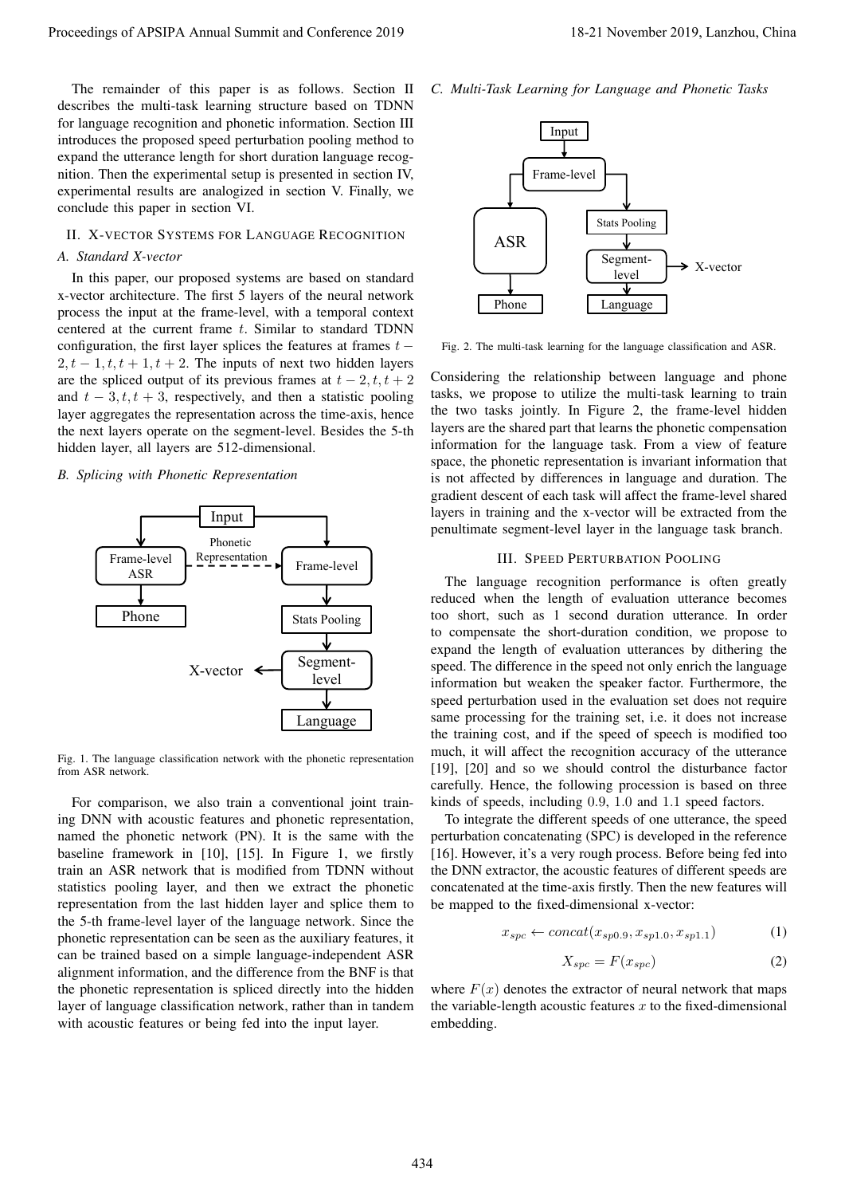The remainder of this paper is as follows. Section II describes the multi-task learning structure based on TDNN for language recognition and phonetic information. Section III introduces the proposed speed perturbation pooling method to expand the utterance length for short duration language recognition. Then the experimental setup is presented in section IV, experimental results are analogized in section V. Finally, we conclude this paper in section VI.

## II. X-vector Systems for Language Recognition

### A. Standard X-vector

In this paper, our proposed systems are based on standard x-vector architecture. The first 5 layers of the neural network process the input at the frame-level, with a temporal context centered at the current frame $t$. Similar to standard TDNN configuration, the first layer splices the features at frames $t-2, t-1, t, t+1, t+2$. The inputs of next two hidden layers are the spliced output of its previous frames at $t-2, t, t+2$ and $t-3, t, t+3$, respectively, and then a statistic pooling layer aggregates the representation across the time-axis, hence the next layers operate on the segment-level. Besides the 5-th hidden layer, all layers are 512-dimensional.

### B. Splicing with Phonetic Representation

Fig. 1. The language classification network with the phonetic representation from ASR network.

For comparison, we also train a conventional joint training DNN with acoustic features and phonetic representation, named the phonetic network (PN). It is the same with the baseline framework in [10], [15]. In Figure 1, we firstly train an ASR network that is modified from TDNN without statistics pooling layer, and then we extract the phonetic representation from the last hidden layer and splice them to the 5-th frame-level layer of the language network. Since the phonetic representation can be seen as the auxiliary features, it can be trained based on a simple language-independent ASR alignment information, and the difference from the BNF is that the phonetic representation is spliced directly into the hidden layer of language classification network, rather than in tandem with acoustic features or being fed into the input layer.

### C. Multi-Task Learning for Language and Phonetic Tasks

Fig. 2. The multi-task learning for the language classification and ASR.

Considering the relationship between language and phone tasks, we propose to utilize the multi-task learning to train the two tasks jointly. In Figure 2, the frame-level hidden layers are the shared part that learns the phonetic compensation information for the language task. From a view of feature space, the phonetic representation is invariant information that is not affected by differences in language and duration. The gradient descent of each task will affect the frame-level shared layers in training and the x-vector will be extracted from the penultimate segment-level layer in the language task branch.

## III. Speed Perturbation Pooling

The language recognition performance is often greatly reduced when the length of evaluation utterance becomes too short, such as 1 second duration utterance. In order to compensate the short-duration condition, we propose to expand the length of evaluation utterances by dithering the speed. The difference in the speed not only enrich the language information but weaken the speaker factor. Furthermore, the speed perturbation used in the evaluation set does not require same processing for the training set, i.e. it does not increase the training cost, and if the speed of speech is modified too much, it will affect the recognition accuracy of the utterance [19], [20] and so we should control the disturbance factor carefully. Hence, the following procession is based on three kinds of speeds, including 0.9, 1.0 and 1.1 speed factors.

To integrate the different speeds of one utterance, the speed perturbation concatenating (SPC) is developed in the reference [16]. However, it's a very rough process. Before being fed into the DNN extractor, the acoustic features of different speeds are concatenated at the time-axis firstly. Then the new features will be mapped to the fixed-dimensional x-vector:

$$x_{spc} \leftarrow concat(x_{sp0.9}, x_{sp1.0}, x_{sp1.1}) \tag{1}$$

$$X_{spc} = F(x_{spc}) \tag{2}$$

where $F(x)$ denotes the extractor of neural network that maps the variable-length acoustic features $x$ to the fixed-dimensional embedding.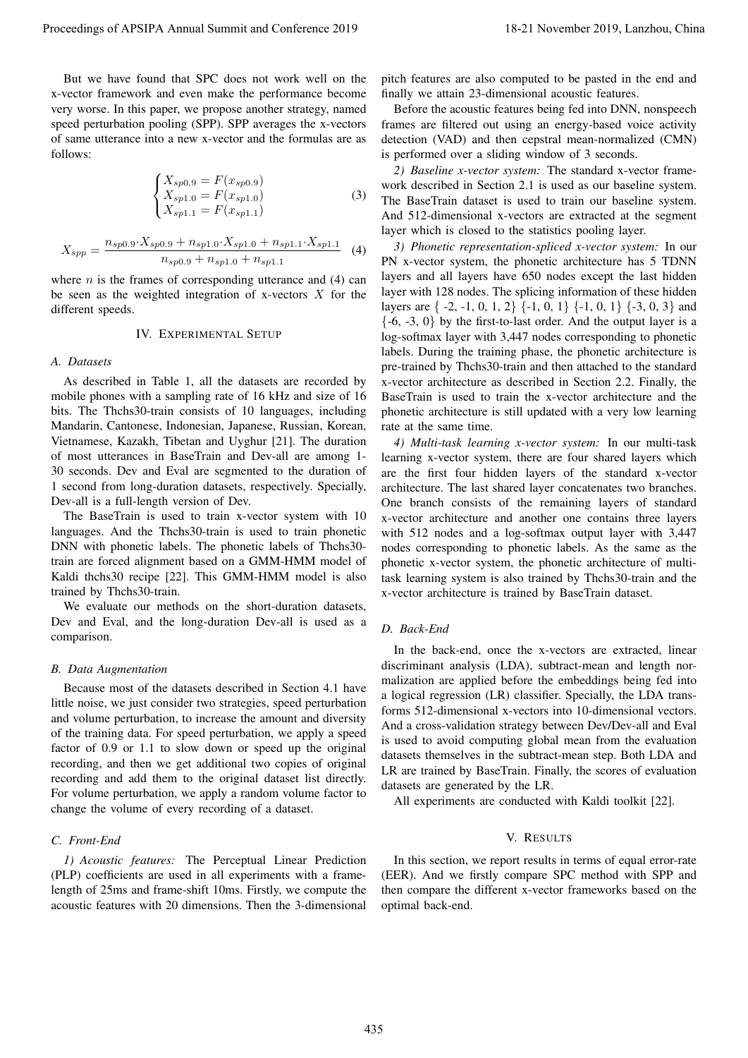But we have found that SPC does not work well on the x-vector framework and even make the performance become very worse. In this paper, we propose another strategy, named speed perturbation pooling (SPP). SPP averages the x-vectors of same utterance into a new x-vector and the formulas are as follows:

$$\begin{cases} X_{sp0.9} = F(x_{sp0.9}) \\ X_{sp1.0} = F(x_{sp1.0}) \\ X_{sp1.1} = F(x_{sp1.1}) \end{cases} \tag{3}$$

$$X_{spp} = \frac{n_{sp0.9} \cdot X_{sp0.9} + n_{sp1.0} \cdot X_{sp1.0} + n_{sp1.1} \cdot X_{sp1.1}}{n_{sp0.9} + n_{sp1.0} + n_{sp1.1}} \tag{4}$$

where $n$ is the frames of corresponding utterance and (4) can be seen as the weighted integration of x-vectors $X$ for the different speeds.

## IV. Experimental Setup

### A. Datasets

As described in Table 1, all the datasets are recorded by mobile phones with a sampling rate of 16 kHz and size of 16 bits. The Thchs30-train consists of 10 languages, including Mandarin, Cantonese, Indonesian, Japanese, Russian, Korean, Vietnamese, Kazakh, Tibetan and Uyghur [21]. The duration of most utterances in BaseTrain and Dev-all are among 1-30 seconds. Dev and Eval are segmented to the duration of 1 second from long-duration datasets, respectively. Specially, Dev-all is a full-length version of Dev.

The BaseTrain is used to train x-vector system with 10 languages. And the Thchs30-train is used to train phonetic DNN with phonetic labels. The phonetic labels of Thchs30-train are forced alignment based on a GMM-HMM model of Kaldi thchs30 recipe [22]. This GMM-HMM model is also trained by Thchs30-train.

We evaluate our methods on the short-duration datasets, Dev and Eval, and the long-duration Dev-all is used as a comparison.

### B. Data Augmentation

Because most of the datasets described in Section 4.1 have little noise, we just consider two strategies, speed perturbation and volume perturbation, to increase the amount and diversity of the training data. For speed perturbation, we apply a speed factor of 0.9 or 1.1 to slow down or speed up the original recording, and then we get additional two copies of original recording and add them to the original dataset list directly. For volume perturbation, we apply a random volume factor to change the volume of every recording of a dataset.

### C. Front-End

*1) Acoustic features:* The Perceptual Linear Prediction (PLP) coefficients are used in all experiments with a frame-length of 25ms and frame-shift 10ms. Firstly, we compute the acoustic features with 20 dimensions. Then the 3-dimensional pitch features are also computed to be pasted in the end and finally we attain 23-dimensional acoustic features.

Before the acoustic features being fed into DNN, nonspeech frames are filtered out using an energy-based voice activity detection (VAD) and then cepstral mean-normalized (CMN) is performed over a sliding window of 3 seconds.

*2) Baseline x-vector system:* The standard x-vector framework described in Section 2.1 is used as our baseline system. The BaseTrain dataset is used to train our baseline system. And 512-dimensional x-vectors are extracted at the segment layer which is closed to the statistics pooling layer.

*3) Phonetic representation-spliced x-vector system:* In our PN x-vector system, the phonetic architecture has 5 TDNN layers and all layers have 650 nodes except the last hidden layer with 128 nodes. The splicing information of these hidden layers are { -2, -1, 0, 1, 2} {-1, 0, 1} {-1, 0, 1} {-3, 0, 3} and {-6, -3, 0} by the first-to-last order. And the output layer is a log-softmax layer with 3,447 nodes corresponding to phonetic labels. During the training phase, the phonetic architecture is pre-trained by Thchs30-train and then attached to the standard x-vector architecture as described in Section 2.2. Finally, the BaseTrain is used to train the x-vector architecture and the phonetic architecture is still updated with a very low learning rate at the same time.

*4) Multi-task learning x-vector system:* In our multi-task learning x-vector system, there are four shared layers which are the first four hidden layers of the standard x-vector architecture. The last shared layer concatenates two branches. One branch consists of the remaining layers of standard x-vector architecture and another one contains three layers with 512 nodes and a log-softmax output layer with 3,447 nodes corresponding to phonetic labels. As the same as the phonetic x-vector system, the phonetic architecture of multi-task learning system is also trained by Thchs30-train and the x-vector architecture is trained by BaseTrain dataset.

### D. Back-End

In the back-end, once the x-vectors are extracted, linear discriminant analysis (LDA), subtract-mean and length normalization are applied before the embeddings being fed into a logical regression (LR) classifier. Specially, the LDA transforms 512-dimensional x-vectors into 10-dimensional vectors. And a cross-validation strategy between Dev/Dev-all and Eval is used to avoid computing global mean from the evaluation datasets themselves in the subtract-mean step. Both LDA and LR are trained by BaseTrain. Finally, the scores of evaluation datasets are generated by the LR.

All experiments are conducted with Kaldi toolkit [22].

## V. Results

In this section, we report results in terms of equal error-rate (EER). And we firstly compare SPC method with SPP and then compare the different x-vector frameworks based on the optimal back-end.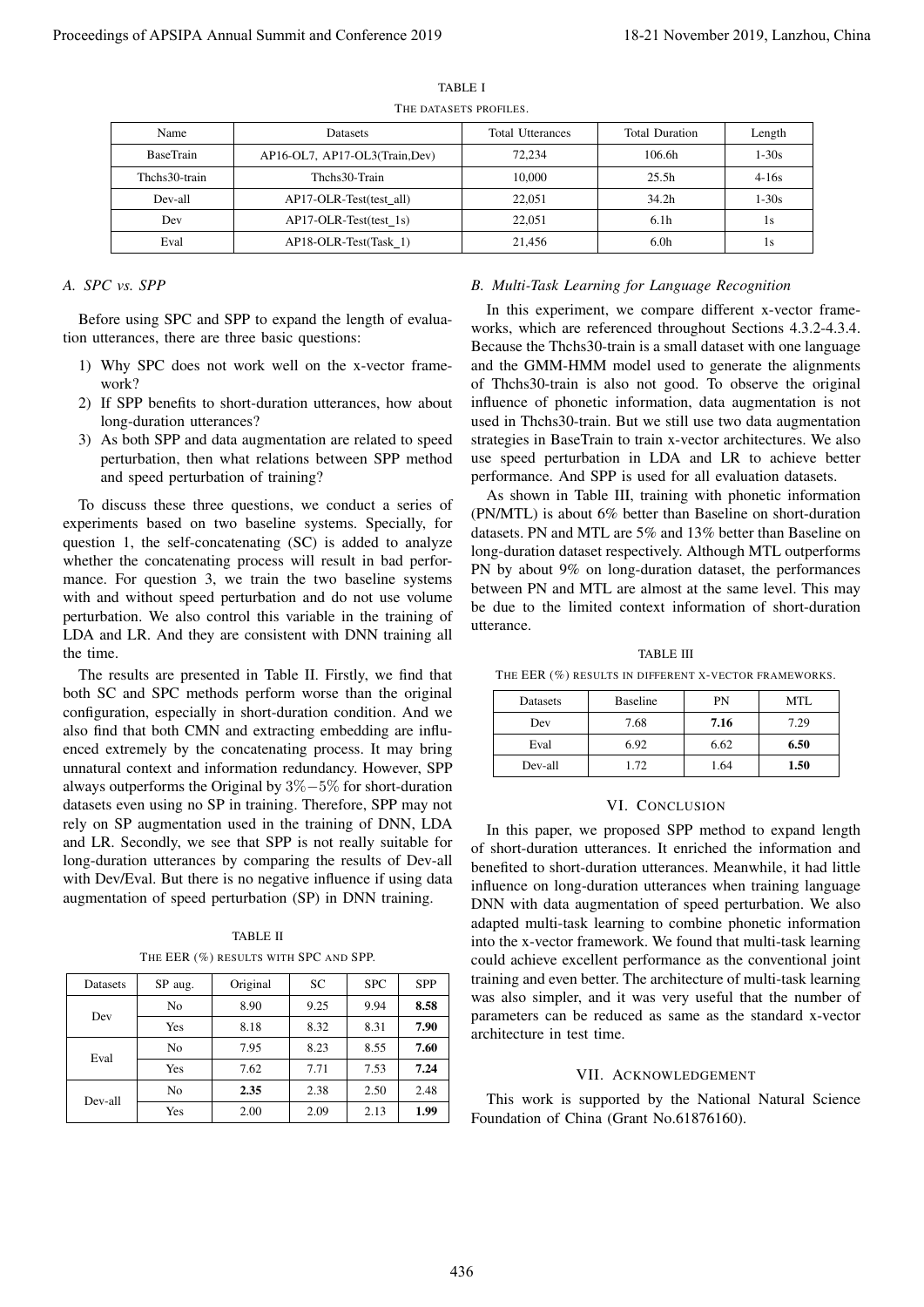TABLE I

THE DATASETS PROFILES.

| Name | Datasets | Total Utterances | Total Duration | Length |
|---|---|---|---|---|
| BaseTrain | AP16-OL7, AP17-OL3(Train,Dev) | 72,234 | 106.6h | 1-30s |
| Thchs30-train | Thchs30-Train | 10,000 | 25.5h | 4-16s |
| Dev-all | AP17-OLR-Test(test_all) | 22,051 | 34.2h | 1-30s |
| Dev | AP17-OLR-Test(test_1s) | 22,051 | 6.1h | 1s |
| Eval | AP18-OLR-Test(Task_1) | 21,456 | 6.0h | 1s |

### A. SPC vs. SPP

Before using SPC and SPP to expand the length of evaluation utterances, there are three basic questions:

1) Why SPC does not work well on the x-vector framework?
2) If SPP benefits to short-duration utterances, how about long-duration utterances?
3) As both SPP and data augmentation are related to speed perturbation, then what relations between SPP method and speed perturbation of training?

To discuss these three questions, we conduct a series of experiments based on two baseline systems. Specially, for question 1, the self-concatenating (SC) is added to analyze whether the concatenating process will result in bad performance. For question 3, we train the two baseline systems with and without speed perturbation and do not use volume perturbation. We also control this variable in the training of LDA and LR. And they are consistent with DNN training all the time.

The results are presented in Table II. Firstly, we find that both SC and SPC methods perform worse than the original configuration, especially in short-duration condition. And we also find that both CMN and extracting embedding are influenced extremely by the concatenating process. It may bring unnatural context and information redundancy. However, SPP always outperforms the Original by $3\%-5\%$ for short-duration datasets even using no SP in training. Therefore, SPP may not rely on SP augmentation used in the training of DNN, LDA and LR. Secondly, we see that SPP is not really suitable for long-duration utterances by comparing the results of Dev-all with Dev/Eval. But there is no negative influence if using data augmentation of speed perturbation (SP) in DNN training.

TABLE II

THE EER (%) RESULTS WITH SPC AND SPP.

| Datasets | SP aug. | Original | SC | SPC | SPP |
|---|---|---|---|---|---|
| Dev | No | 8.90 | 9.25 | 9.94 | **8.58** |
| | Yes | 8.18 | 8.32 | 8.31 | **7.90** |
| Eval | No | 7.95 | 8.23 | 8.55 | **7.60** |
| | Yes | 7.62 | 7.71 | 7.53 | **7.24** |
| Dev-all | No | **2.35** | 2.38 | 2.50 | 2.48 |
| | Yes | 2.00 | 2.09 | 2.13 | **1.99** |

### B. Multi-Task Learning for Language Recognition

In this experiment, we compare different x-vector frameworks, which are referenced throughout Sections 4.3.2-4.3.4. Because the Thchs30-train is a small dataset with one language and the GMM-HMM model used to generate the alignments of Thchs30-train is also not good. To observe the original influence of phonetic information, data augmentation is not used in Thchs30-train. But we still use two data augmentation strategies in BaseTrain to train x-vector architectures. We also use speed perturbation in LDA and LR to achieve better performance. And SPP is used for all evaluation datasets.

As shown in Table III, training with phonetic information (PN/MTL) is about 6% better than Baseline on short-duration datasets. PN and MTL are 5% and 13% better than Baseline on long-duration dataset respectively. Although MTL outperforms PN by about 9% on long-duration dataset, the performances between PN and MTL are almost at the same level. This may be due to the limited context information of short-duration utterance.

TABLE III

THE EER (%) RESULTS IN DIFFERENT X-VECTOR FRAMEWORKS.

| Datasets | Baseline | PN | MTL |
|---|---|---|---|
| Dev | 7.68 | **7.16** | 7.29 |
| Eval | 6.92 | 6.62 | **6.50** |
| Dev-all | 1.72 | 1.64 | **1.50** |

## VI. CONCLUSION

In this paper, we proposed SPP method to expand length of short-duration utterances. It enriched the information and benefited to short-duration utterances. Meanwhile, it had little influence on long-duration utterances when training language DNN with data augmentation of speed perturbation. We also adapted multi-task learning to combine phonetic information into the x-vector framework. We found that multi-task learning could achieve excellent performance as the conventional joint training and even better. The architecture of multi-task learning was also simpler, and it was very useful that the number of parameters can be reduced as same as the standard x-vector architecture in test time.

## VII. ACKNOWLEDGEMENT

This work is supported by the National Natural Science Foundation of China (Grant No.61876160).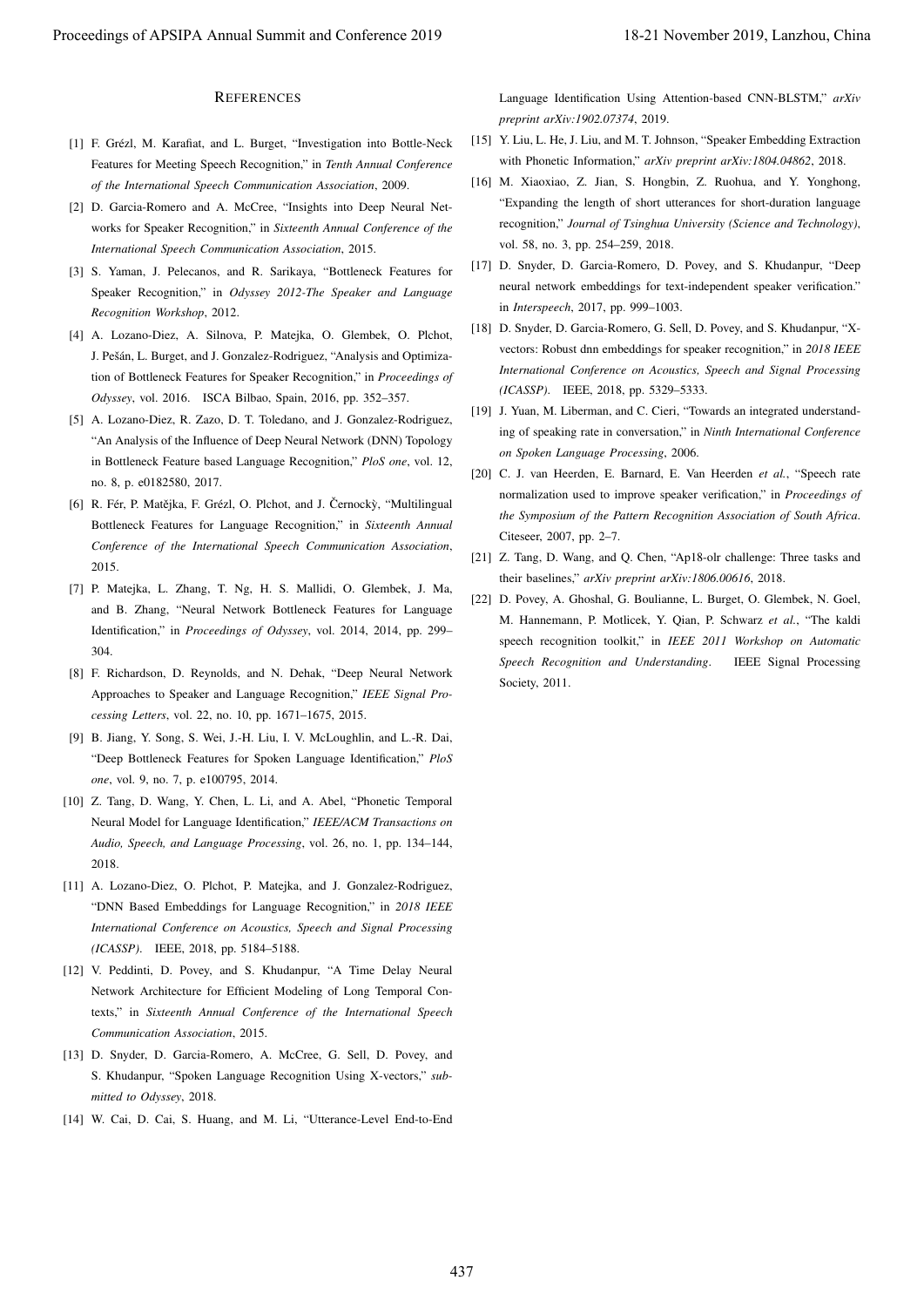## REFERENCES

[1] F. Grézl, M. Karafiat, and L. Burget, "Investigation into Bottle-Neck Features for Meeting Speech Recognition," in *Tenth Annual Conference of the International Speech Communication Association*, 2009.

[2] D. Garcia-Romero and A. McCree, "Insights into Deep Neural Networks for Speaker Recognition," in *Sixteenth Annual Conference of the International Speech Communication Association*, 2015.

[3] S. Yaman, J. Pelecanos, and R. Sarikaya, "Bottleneck Features for Speaker Recognition," in *Odyssey 2012-The Speaker and Language Recognition Workshop*, 2012.

[4] A. Lozano-Diez, A. Silnova, P. Matejka, O. Glembek, O. Plchot, J. Pešán, L. Burget, and J. Gonzalez-Rodriguez, "Analysis and Optimization of Bottleneck Features for Speaker Recognition," in *Proceedings of Odyssey*, vol. 2016. ISCA Bilbao, Spain, 2016, pp. 352–357.

[5] A. Lozano-Diez, R. Zazo, D. T. Toledano, and J. Gonzalez-Rodriguez, "An Analysis of the Influence of Deep Neural Network (DNN) Topology in Bottleneck Feature based Language Recognition," *PloS one*, vol. 12, no. 8, p. e0182580, 2017.

[6] R. Fér, P. Matějka, F. Grézl, O. Plchot, and J. Černockỳ, "Multilingual Bottleneck Features for Language Recognition," in *Sixteenth Annual Conference of the International Speech Communication Association*, 2015.

[7] P. Matejka, L. Zhang, T. Ng, H. S. Mallidi, O. Glembek, J. Ma, and B. Zhang, "Neural Network Bottleneck Features for Language Identification," in *Proceedings of Odyssey*, vol. 2014, 2014, pp. 299–304.

[8] F. Richardson, D. Reynolds, and N. Dehak, "Deep Neural Network Approaches to Speaker and Language Recognition," *IEEE Signal Processing Letters*, vol. 22, no. 10, pp. 1671–1675, 2015.

[9] B. Jiang, Y. Song, S. Wei, J.-H. Liu, I. V. McLoughlin, and L.-R. Dai, "Deep Bottleneck Features for Spoken Language Identification," *PloS one*, vol. 9, no. 7, p. e100795, 2014.

[10] Z. Tang, D. Wang, Y. Chen, L. Li, and A. Abel, "Phonetic Temporal Neural Model for Language Identification," *IEEE/ACM Transactions on Audio, Speech, and Language Processing*, vol. 26, no. 1, pp. 134–144, 2018.

[11] A. Lozano-Diez, O. Plchot, P. Matejka, and J. Gonzalez-Rodriguez, "DNN Based Embeddings for Language Recognition," in *2018 IEEE International Conference on Acoustics, Speech and Signal Processing (ICASSP)*. IEEE, 2018, pp. 5184–5188.

[12] V. Peddinti, D. Povey, and S. Khudanpur, "A Time Delay Neural Network Architecture for Efficient Modeling of Long Temporal Contexts," in *Sixteenth Annual Conference of the International Speech Communication Association*, 2015.

[13] D. Snyder, D. Garcia-Romero, A. McCree, G. Sell, D. Povey, and S. Khudanpur, "Spoken Language Recognition Using X-vectors," *submitted to Odyssey*, 2018.

[14] W. Cai, D. Cai, S. Huang, and M. Li, "Utterance-Level End-to-End Language Identification Using Attention-based CNN-BLSTM," *arXiv preprint arXiv:1902.07374*, 2019.

[15] Y. Liu, L. He, J. Liu, and M. T. Johnson, "Speaker Embedding Extraction with Phonetic Information," *arXiv preprint arXiv:1804.04862*, 2018.

[16] M. Xiaoxiao, Z. Jian, S. Hongbin, Z. Ruohua, and Y. Yonghong, "Expanding the length of short utterances for short-duration language recognition," *Journal of Tsinghua University (Science and Technology)*, vol. 58, no. 3, pp. 254–259, 2018.

[17] D. Snyder, D. Garcia-Romero, D. Povey, and S. Khudanpur, "Deep neural network embeddings for text-independent speaker verification." in *Interspeech*, 2017, pp. 999–1003.

[18] D. Snyder, D. Garcia-Romero, G. Sell, D. Povey, and S. Khudanpur, "X-vectors: Robust dnn embeddings for speaker recognition," in *2018 IEEE International Conference on Acoustics, Speech and Signal Processing (ICASSP)*. IEEE, 2018, pp. 5329–5333.

[19] J. Yuan, M. Liberman, and C. Cieri, "Towards an integrated understanding of speaking rate in conversation," in *Ninth International Conference on Spoken Language Processing*, 2006.

[20] C. J. van Heerden, E. Barnard, E. Van Heerden *et al.*, "Speech rate normalization used to improve speaker verification," in *Proceedings of the Symposium of the Pattern Recognition Association of South Africa*. Citeseer, 2007, pp. 2–7.

[21] Z. Tang, D. Wang, and Q. Chen, "Ap18-olr challenge: Three tasks and their baselines," *arXiv preprint arXiv:1806.00616*, 2018.

[22] D. Povey, A. Ghoshal, G. Boulianne, L. Burget, O. Glembek, N. Goel, M. Hannemann, P. Motlicek, Y. Qian, P. Schwarz *et al.*, "The kaldi speech recognition toolkit," in *IEEE 2011 Workshop on Automatic Speech Recognition and Understanding*. IEEE Signal Processing Society, 2011.